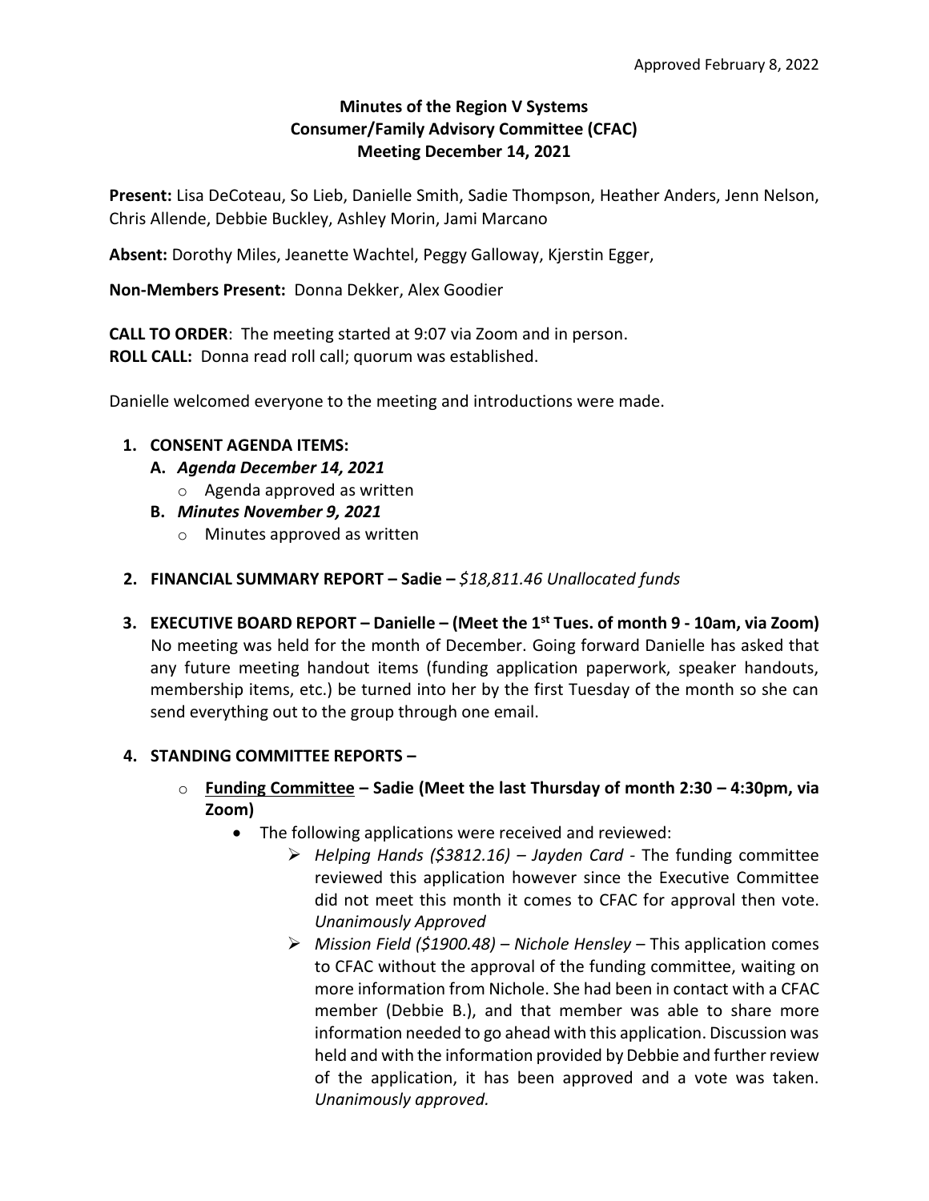Approved February 8, 2022

# Minutes of the Region V Systems Consumer/Family Advisory Committee (CFAC) Meeting December 14, 2021

**Present:** Lisa DeCoteau, So Lieb, Danielle Smith, Sadie Thompson, Heather Anders, Jenn Nelson, Chris Allende, Debbie Buckley, Ashley Morin, Jami Marcano

**Absent:** Dorothy Miles, Jeanette Wachtel, Peggy Galloway, Kjerstin Egger,

**Non-Members Present:** Donna Dekker, Alex Goodier

**CALL TO ORDER**: The meeting started at 9:07 via Zoom and in person.
**ROLL CALL:** Donna read roll call; quorum was established.

Danielle welcomed everyone to the meeting and introductions were made.

1. **CONSENT AGENDA ITEMS:**
   - **A.** ***Agenda December 14, 2021***
     - Agenda approved as written
   - **B.** ***Minutes November 9, 2021***
     - Minutes approved as written

2. **FINANCIAL SUMMARY REPORT – Sadie –** *$18,811.46 Unallocated funds*

3. **EXECUTIVE BOARD REPORT – Danielle – (Meet the 1st Tues. of month 9 - 10am, via Zoom)**
   No meeting was held for the month of December. Going forward Danielle has asked that any future meeting handout items (funding application paperwork, speaker handouts, membership items, etc.) be turned into her by the first Tuesday of the month so she can send everything out to the group through one email.

4. **STANDING COMMITTEE REPORTS –**
   - **<u>Funding Committee</u> – Sadie (Meet the last Thursday of month 2:30 – 4:30pm, via Zoom)**
     - The following applications were received and reviewed:
       - *Helping Hands ($3812.16) – Jayden Card* - The funding committee reviewed this application however since the Executive Committee did not meet this month it comes to CFAC for approval then vote. *Unanimously Approved*
       - *Mission Field ($1900.48) – Nichole Hensley* – This application comes to CFAC without the approval of the funding committee, waiting on more information from Nichole. She had been in contact with a CFAC member (Debbie B.), and that member was able to share more information needed to go ahead with this application. Discussion was held and with the information provided by Debbie and further review of the application, it has been approved and a vote was taken. *Unanimously approved.*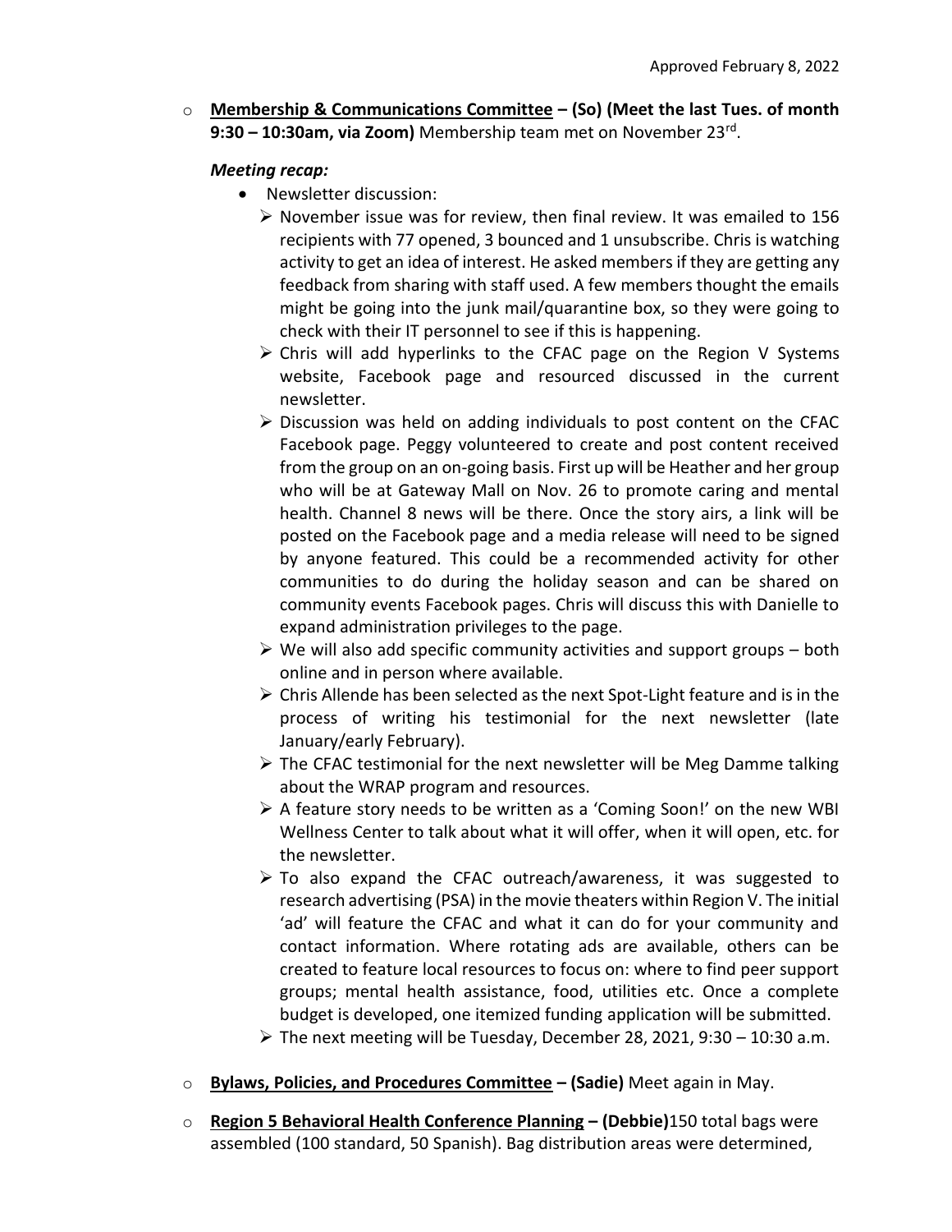Approved February 8, 2022

- **<u>Membership & Communications Committee</u> – (So) (Meet the last Tues. of month 9:30 – 10:30am, via Zoom)** Membership team met on November 23rd.

  ***Meeting recap:***

  - Newsletter discussion:
    - November issue was for review, then final review. It was emailed to 156 recipients with 77 opened, 3 bounced and 1 unsubscribe. Chris is watching activity to get an idea of interest. He asked members if they are getting any feedback from sharing with staff used. A few members thought the emails might be going into the junk mail/quarantine box, so they were going to check with their IT personnel to see if this is happening.
    - Chris will add hyperlinks to the CFAC page on the Region V Systems website, Facebook page and resourced discussed in the current newsletter.
    - Discussion was held on adding individuals to post content on the CFAC Facebook page. Peggy volunteered to create and post content received from the group on an on-going basis. First up will be Heather and her group who will be at Gateway Mall on Nov. 26 to promote caring and mental health. Channel 8 news will be there. Once the story airs, a link will be posted on the Facebook page and a media release will need to be signed by anyone featured. This could be a recommended activity for other communities to do during the holiday season and can be shared on community events Facebook pages. Chris will discuss this with Danielle to expand administration privileges to the page.
    - We will also add specific community activities and support groups – both online and in person where available.
    - Chris Allende has been selected as the next Spot-Light feature and is in the process of writing his testimonial for the next newsletter (late January/early February).
    - The CFAC testimonial for the next newsletter will be Meg Damme talking about the WRAP program and resources.
    - A feature story needs to be written as a 'Coming Soon!' on the new WBI Wellness Center to talk about what it will offer, when it will open, etc. for the newsletter.
    - To also expand the CFAC outreach/awareness, it was suggested to research advertising (PSA) in the movie theaters within Region V. The initial 'ad' will feature the CFAC and what it can do for your community and contact information. Where rotating ads are available, others can be created to feature local resources to focus on: where to find peer support groups; mental health assistance, food, utilities etc. Once a complete budget is developed, one itemized funding application will be submitted.
    - The next meeting will be Tuesday, December 28, 2021, 9:30 – 10:30 a.m.

- **<u>Bylaws, Policies, and Procedures Committee</u> – (Sadie)** Meet again in May.

- **<u>Region 5 Behavioral Health Conference Planning</u> – (Debbie)**150 total bags were assembled (100 standard, 50 Spanish). Bag distribution areas were determined,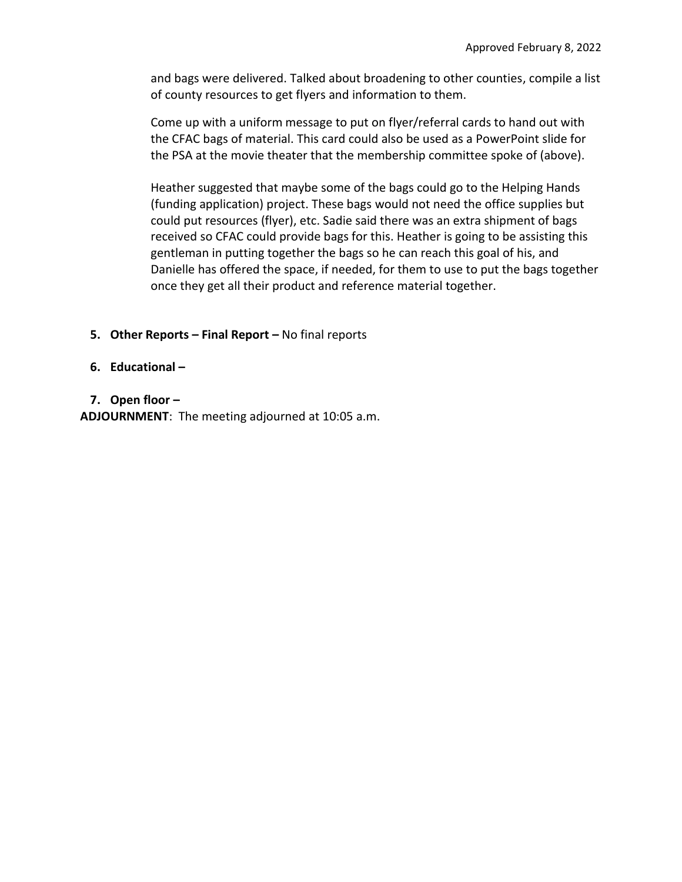and bags were delivered. Talked about broadening to other counties, compile a list of county resources to get flyers and information to them.

Come up with a uniform message to put on flyer/referral cards to hand out with the CFAC bags of material. This card could also be used as a PowerPoint slide for the PSA at the movie theater that the membership committee spoke of (above).

Heather suggested that maybe some of the bags could go to the Helping Hands (funding application) project. These bags would not need the office supplies but could put resources (flyer), etc. Sadie said there was an extra shipment of bags received so CFAC could provide bags for this. Heather is going to be assisting this gentleman in putting together the bags so he can reach this goal of his, and Danielle has offered the space, if needed, for them to use to put the bags together once they get all their product and reference material together.

5. **Other Reports – Final Report –** No final reports

6. **Educational –**

7. **Open floor –**

**ADJOURNMENT**: The meeting adjourned at 10:05 a.m.